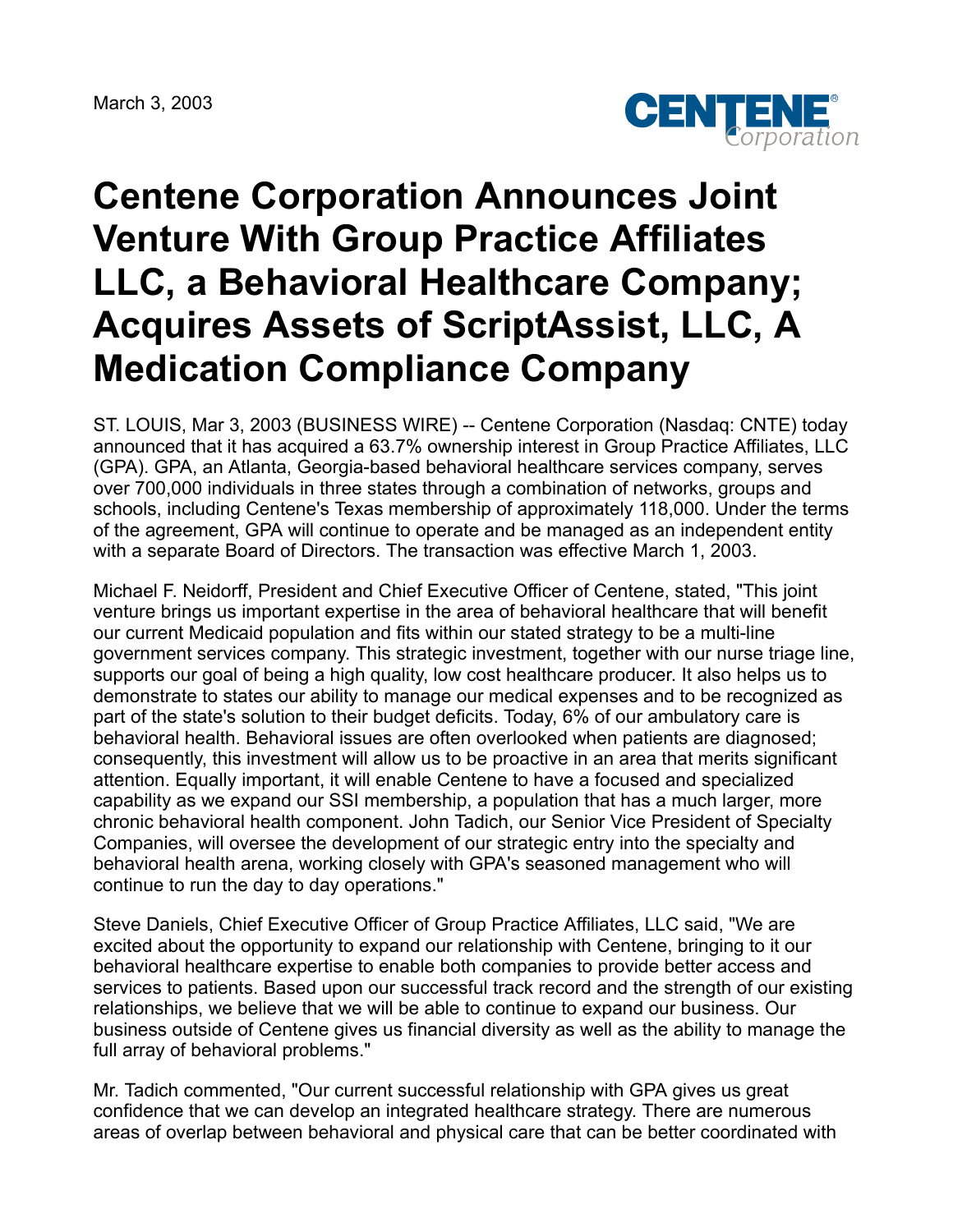March 3, 2003

# Centene Corporation Announces Joint Venture With Group Practice Affiliates LLC, a Behavioral Healthcare Company; Acquires Assets of ScriptAssist, LLC, A Medication Compliance Company

ST. LOUIS, Mar 3, 2003 (BUSINESS WIRE) -- Centene Corporation (Nasdaq: CNTE) today announced that it has acquired a 63.7% ownership interest in Group Practice Affiliates, LLC (GPA). GPA, an Atlanta, Georgia-based behavioral healthcare services company, serves over 700,000 individuals in three states through a combination of networks, groups and schools, including Centene's Texas membership of approximately 118,000. Under the terms of the agreement, GPA will continue to operate and be managed as an independent entity with a separate Board of Directors. The transaction was effective March 1, 2003.

Michael F. Neidorff, President and Chief Executive Officer of Centene, stated, "This joint venture brings us important expertise in the area of behavioral healthcare that will benefit our current Medicaid population and fits within our stated strategy to be a multi-line government services company. This strategic investment, together with our nurse triage line, supports our goal of being a high quality, low cost healthcare producer. It also helps us to demonstrate to states our ability to manage our medical expenses and to be recognized as part of the state's solution to their budget deficits. Today, 6% of our ambulatory care is behavioral health. Behavioral issues are often overlooked when patients are diagnosed; consequently, this investment will allow us to be proactive in an area that merits significant attention. Equally important, it will enable Centene to have a focused and specialized capability as we expand our SSI membership, a population that has a much larger, more chronic behavioral health component. John Tadich, our Senior Vice President of Specialty Companies, will oversee the development of our strategic entry into the specialty and behavioral health arena, working closely with GPA's seasoned management who will continue to run the day to day operations."

Steve Daniels, Chief Executive Officer of Group Practice Affiliates, LLC said, "We are excited about the opportunity to expand our relationship with Centene, bringing to it our behavioral healthcare expertise to enable both companies to provide better access and services to patients. Based upon our successful track record and the strength of our existing relationships, we believe that we will be able to continue to expand our business. Our business outside of Centene gives us financial diversity as well as the ability to manage the full array of behavioral problems."

Mr. Tadich commented, "Our current successful relationship with GPA gives us great confidence that we can develop an integrated healthcare strategy. There are numerous areas of overlap between behavioral and physical care that can be better coordinated with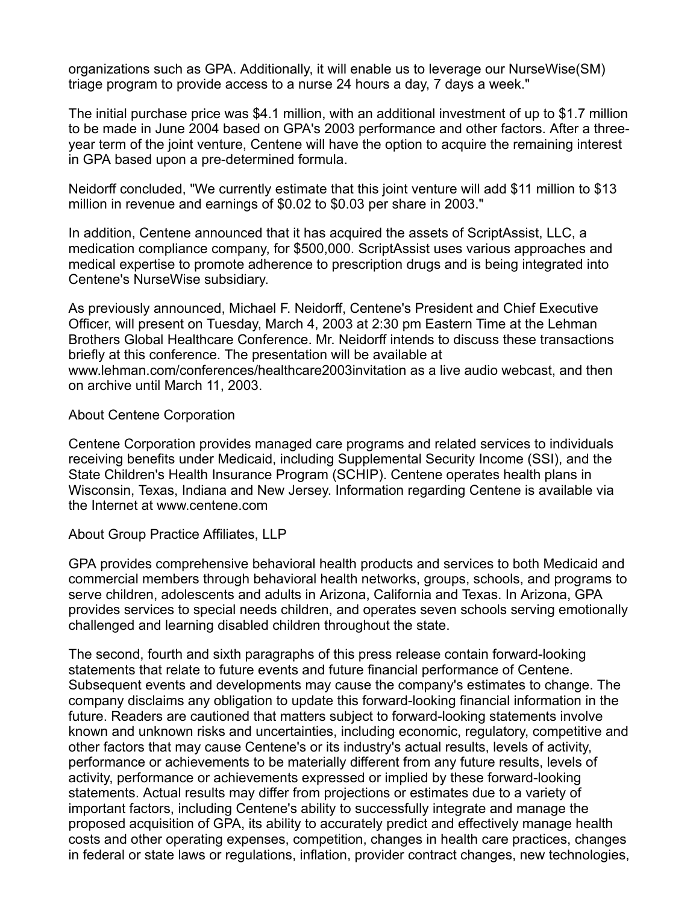organizations such as GPA. Additionally, it will enable us to leverage our NurseWise(SM) triage program to provide access to a nurse 24 hours a day, 7 days a week."

The initial purchase price was $4.1 million, with an additional investment of up to $1.7 million to be made in June 2004 based on GPA's 2003 performance and other factors. After a three-year term of the joint venture, Centene will have the option to acquire the remaining interest in GPA based upon a pre-determined formula.

Neidorff concluded, "We currently estimate that this joint venture will add $11 million to $13 million in revenue and earnings of $0.02 to $0.03 per share in 2003."

In addition, Centene announced that it has acquired the assets of ScriptAssist, LLC, a medication compliance company, for $500,000. ScriptAssist uses various approaches and medical expertise to promote adherence to prescription drugs and is being integrated into Centene's NurseWise subsidiary.

As previously announced, Michael F. Neidorff, Centene's President and Chief Executive Officer, will present on Tuesday, March 4, 2003 at 2:30 pm Eastern Time at the Lehman Brothers Global Healthcare Conference. Mr. Neidorff intends to discuss these transactions briefly at this conference. The presentation will be available at www.lehman.com/conferences/healthcare2003invitation as a live audio webcast, and then on archive until March 11, 2003.

About Centene Corporation

Centene Corporation provides managed care programs and related services to individuals receiving benefits under Medicaid, including Supplemental Security Income (SSI), and the State Children's Health Insurance Program (SCHIP). Centene operates health plans in Wisconsin, Texas, Indiana and New Jersey. Information regarding Centene is available via the Internet at www.centene.com

About Group Practice Affiliates, LLP

GPA provides comprehensive behavioral health products and services to both Medicaid and commercial members through behavioral health networks, groups, schools, and programs to serve children, adolescents and adults in Arizona, California and Texas. In Arizona, GPA provides services to special needs children, and operates seven schools serving emotionally challenged and learning disabled children throughout the state.

The second, fourth and sixth paragraphs of this press release contain forward-looking statements that relate to future events and future financial performance of Centene. Subsequent events and developments may cause the company's estimates to change. The company disclaims any obligation to update this forward-looking financial information in the future. Readers are cautioned that matters subject to forward-looking statements involve known and unknown risks and uncertainties, including economic, regulatory, competitive and other factors that may cause Centene's or its industry's actual results, levels of activity, performance or achievements to be materially different from any future results, levels of activity, performance or achievements expressed or implied by these forward-looking statements. Actual results may differ from projections or estimates due to a variety of important factors, including Centene's ability to successfully integrate and manage the proposed acquisition of GPA, its ability to accurately predict and effectively manage health costs and other operating expenses, competition, changes in health care practices, changes in federal or state laws or regulations, inflation, provider contract changes, new technologies,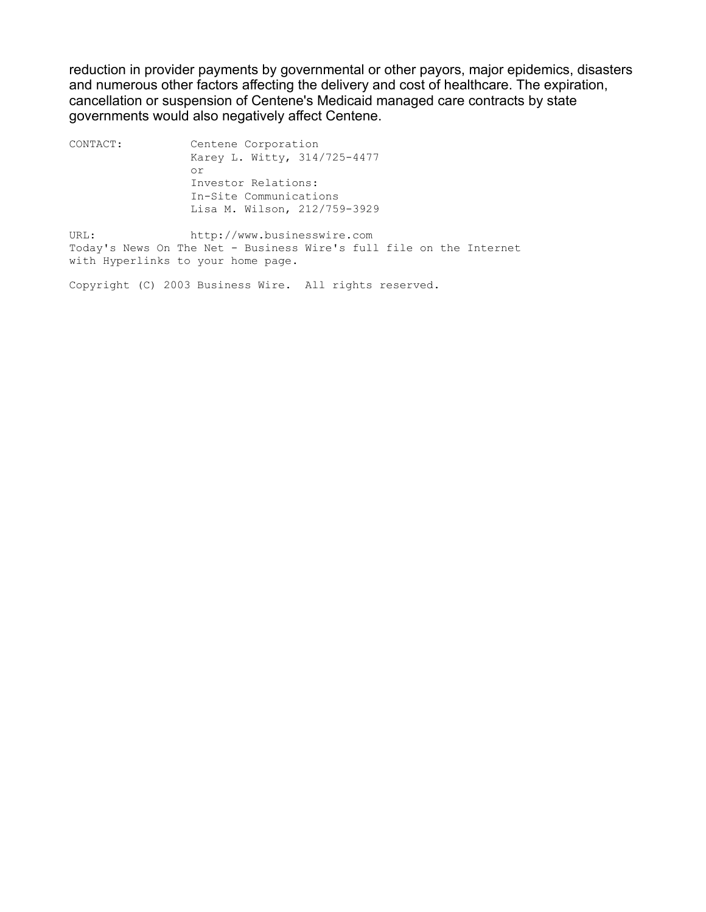reduction in provider payments by governmental or other payors, major epidemics, disasters and numerous other factors affecting the delivery and cost of healthcare. The expiration, cancellation or suspension of Centene's Medicaid managed care contracts by state governments would also negatively affect Centene.

```
CONTACT:          Centene Corporation
                  Karey L. Witty, 314/725-4477
                  or
                  Investor Relations:
                  In-Site Communications
                  Lisa M. Wilson, 212/759-3929

URL:              http://www.businesswire.com
Today's News On The Net - Business Wire's full file on the Internet
with Hyperlinks to your home page.

Copyright (C) 2003 Business Wire.  All rights reserved.
```